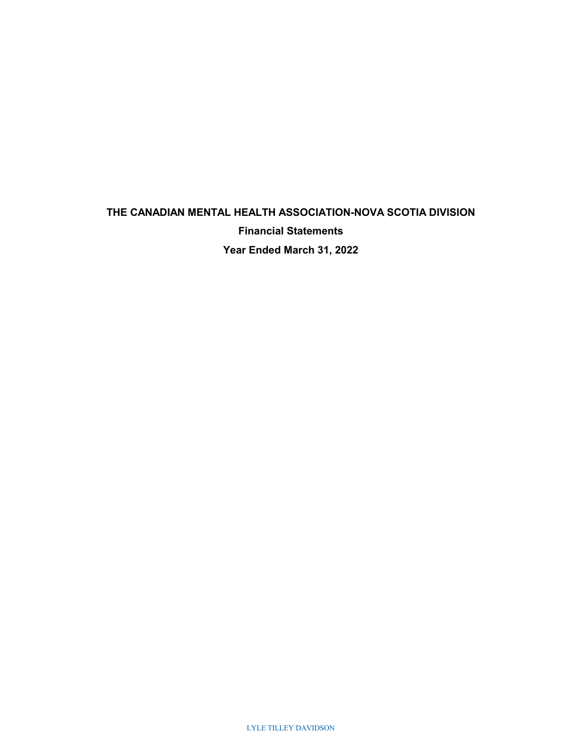# THE CANADIAN MENTAL HEALTH ASSOCIATION-NOVA SCOTIA DIVISION

**Financial Statements**

**Year Ended March 31, 2022**

LYLE TILLEY DAVIDSON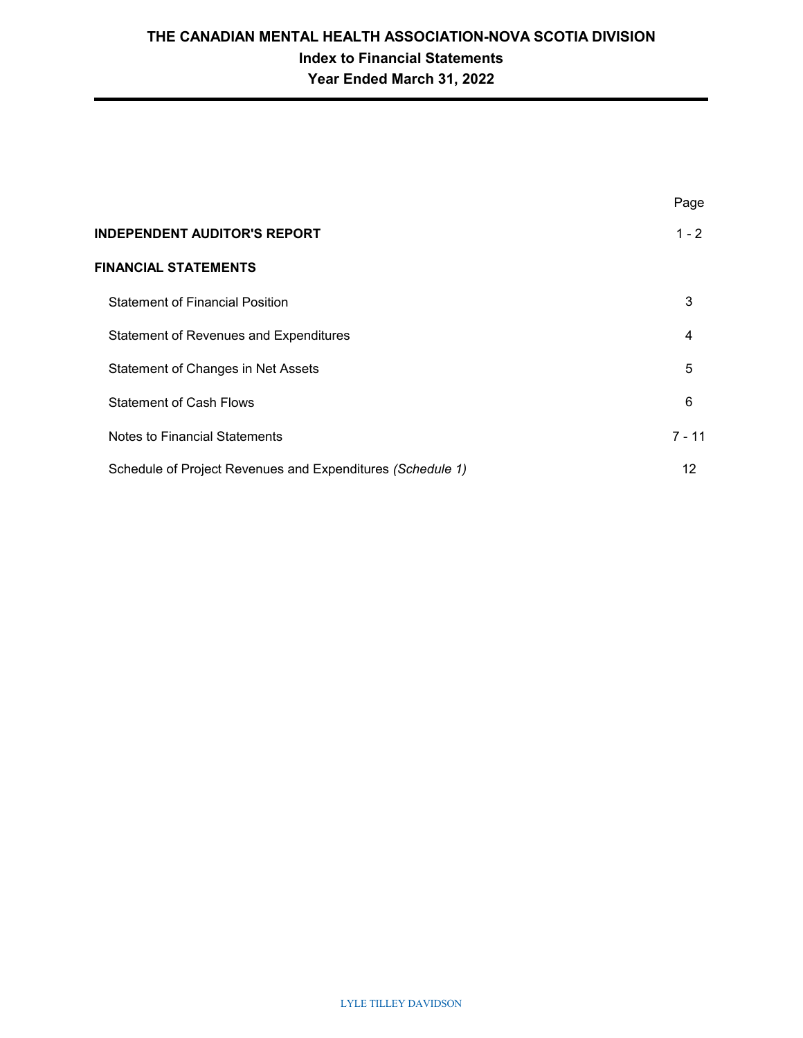# THE CANADIAN MENTAL HEALTH ASSOCIATION-NOVA SCOTIA DIVISION

## Index to Financial Statements

## Year Ended March 31, 2022

| | Page |
|---|---|
| **INDEPENDENT AUDITOR'S REPORT** | 1 - 2 |
| **FINANCIAL STATEMENTS** | |
| Statement of Financial Position | 3 |
| Statement of Revenues and Expenditures | 4 |
| Statement of Changes in Net Assets | 5 |
| Statement of Cash Flows | 6 |
| Notes to Financial Statements | 7 - 11 |
| Schedule of Project Revenues and Expenditures *(Schedule 1)* | 12 |

LYLE TILLEY DAVIDSON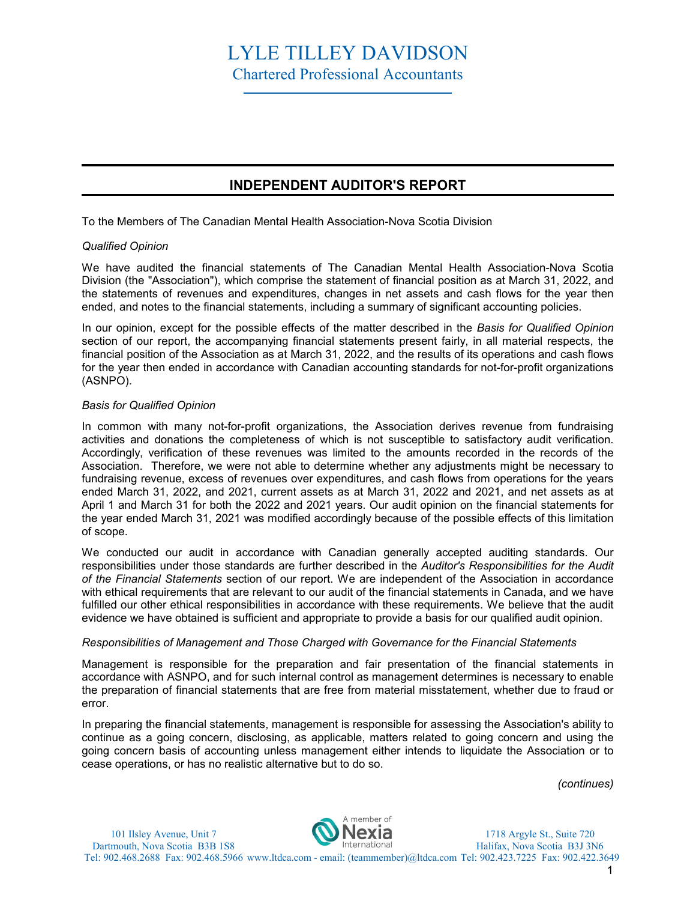# LYLE TILLEY DAVIDSON

Chartered Professional Accountants

## INDEPENDENT AUDITOR'S REPORT

To the Members of The Canadian Mental Health Association-Nova Scotia Division

*Qualified Opinion*

We have audited the financial statements of The Canadian Mental Health Association-Nova Scotia Division (the "Association"), which comprise the statement of financial position as at March 31, 2022, and the statements of revenues and expenditures, changes in net assets and cash flows for the year then ended, and notes to the financial statements, including a summary of significant accounting policies.

In our opinion, except for the possible effects of the matter described in the *Basis for Qualified Opinion* section of our report, the accompanying financial statements present fairly, in all material respects, the financial position of the Association as at March 31, 2022, and the results of its operations and cash flows for the year then ended in accordance with Canadian accounting standards for not-for-profit organizations (ASNPO).

*Basis for Qualified Opinion*

In common with many not-for-profit organizations, the Association derives revenue from fundraising activities and donations the completeness of which is not susceptible to satisfactory audit verification. Accordingly, verification of these revenues was limited to the amounts recorded in the records of the Association. Therefore, we were not able to determine whether any adjustments might be necessary to fundraising revenue, excess of revenues over expenditures, and cash flows from operations for the years ended March 31, 2022, and 2021, current assets as at March 31, 2022 and 2021, and net assets as at April 1 and March 31 for both the 2022 and 2021 years. Our audit opinion on the financial statements for the year ended March 31, 2021 was modified accordingly because of the possible effects of this limitation of scope.

We conducted our audit in accordance with Canadian generally accepted auditing standards. Our responsibilities under those standards are further described in the *Auditor's Responsibilities for the Audit of the Financial Statements* section of our report. We are independent of the Association in accordance with ethical requirements that are relevant to our audit of the financial statements in Canada, and we have fulfilled our other ethical responsibilities in accordance with these requirements. We believe that the audit evidence we have obtained is sufficient and appropriate to provide a basis for our qualified audit opinion.

*Responsibilities of Management and Those Charged with Governance for the Financial Statements*

Management is responsible for the preparation and fair presentation of the financial statements in accordance with ASNPO, and for such internal control as management determines is necessary to enable the preparation of financial statements that are free from material misstatement, whether due to fraud or error.

In preparing the financial statements, management is responsible for assessing the Association's ability to continue as a going concern, disclosing, as applicable, matters related to going concern and using the going concern basis of accounting unless management either intends to liquidate the Association or to cease operations, or has no realistic alternative but to do so.

*(continues)*

101 Ilsley Avenue, Unit 7
Dartmouth, Nova Scotia B3B 1S8
Tel: 902.468.2688 Fax: 902.468.5966

A member of Nexia International

www.ltdca.com - email: (teammember)@ltdca.com

1718 Argyle St., Suite 720
Halifax, Nova Scotia B3J 3N6
Tel: 902.423.7225 Fax: 902.422.3649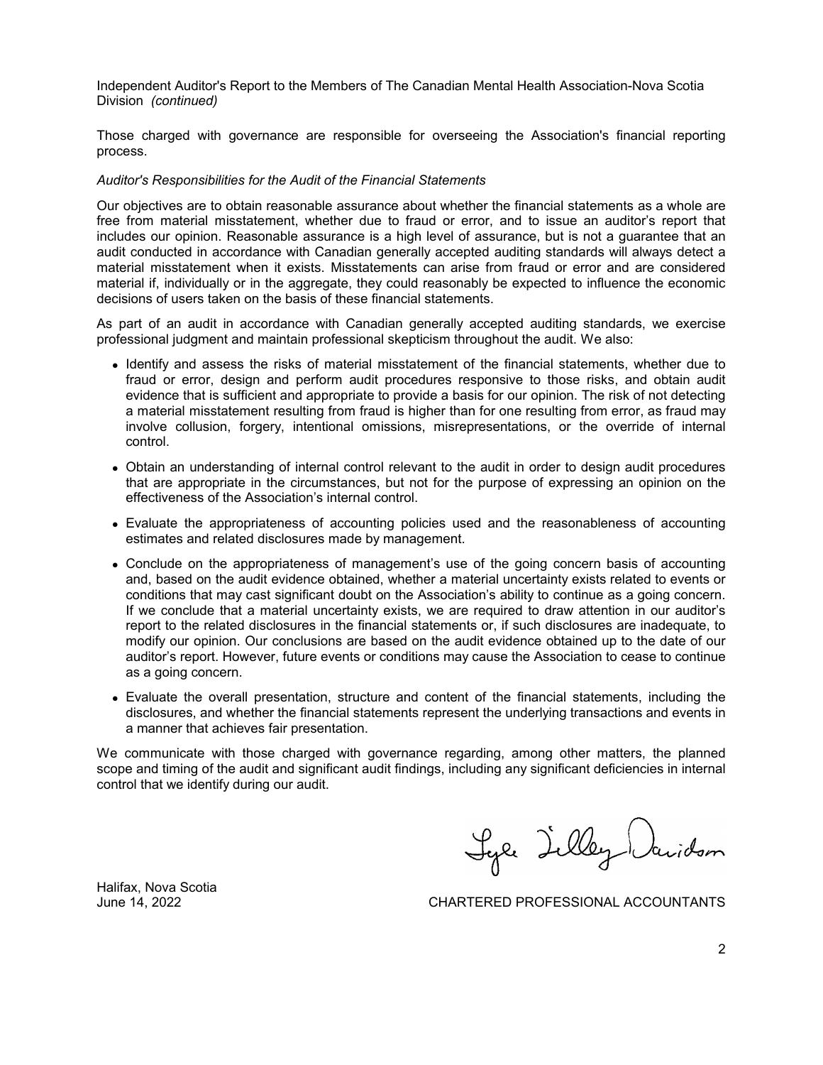Independent Auditor's Report to the Members of The Canadian Mental Health Association-Nova Scotia Division *(continued)*

Those charged with governance are responsible for overseeing the Association's financial reporting process.

*Auditor's Responsibilities for the Audit of the Financial Statements*

Our objectives are to obtain reasonable assurance about whether the financial statements as a whole are free from material misstatement, whether due to fraud or error, and to issue an auditor's report that includes our opinion. Reasonable assurance is a high level of assurance, but is not a guarantee that an audit conducted in accordance with Canadian generally accepted auditing standards will always detect a material misstatement when it exists. Misstatements can arise from fraud or error and are considered material if, individually or in the aggregate, they could reasonably be expected to influence the economic decisions of users taken on the basis of these financial statements.

As part of an audit in accordance with Canadian generally accepted auditing standards, we exercise professional judgment and maintain professional skepticism throughout the audit. We also:

- Identify and assess the risks of material misstatement of the financial statements, whether due to fraud or error, design and perform audit procedures responsive to those risks, and obtain audit evidence that is sufficient and appropriate to provide a basis for our opinion. The risk of not detecting a material misstatement resulting from fraud is higher than for one resulting from error, as fraud may involve collusion, forgery, intentional omissions, misrepresentations, or the override of internal control.

- Obtain an understanding of internal control relevant to the audit in order to design audit procedures that are appropriate in the circumstances, but not for the purpose of expressing an opinion on the effectiveness of the Association's internal control.

- Evaluate the appropriateness of accounting policies used and the reasonableness of accounting estimates and related disclosures made by management.

- Conclude on the appropriateness of management's use of the going concern basis of accounting and, based on the audit evidence obtained, whether a material uncertainty exists related to events or conditions that may cast significant doubt on the Association's ability to continue as a going concern. If we conclude that a material uncertainty exists, we are required to draw attention in our auditor's report to the related disclosures in the financial statements or, if such disclosures are inadequate, to modify our opinion. Our conclusions are based on the audit evidence obtained up to the date of our auditor's report. However, future events or conditions may cause the Association to cease to continue as a going concern.

- Evaluate the overall presentation, structure and content of the financial statements, including the disclosures, and whether the financial statements represent the underlying transactions and events in a manner that achieves fair presentation.

We communicate with those charged with governance regarding, among other matters, the planned scope and timing of the audit and significant audit findings, including any significant deficiencies in internal control that we identify during our audit.

Lyle Tilley Davidson

Halifax, Nova Scotia
June 14, 2022

CHARTERED PROFESSIONAL ACCOUNTANTS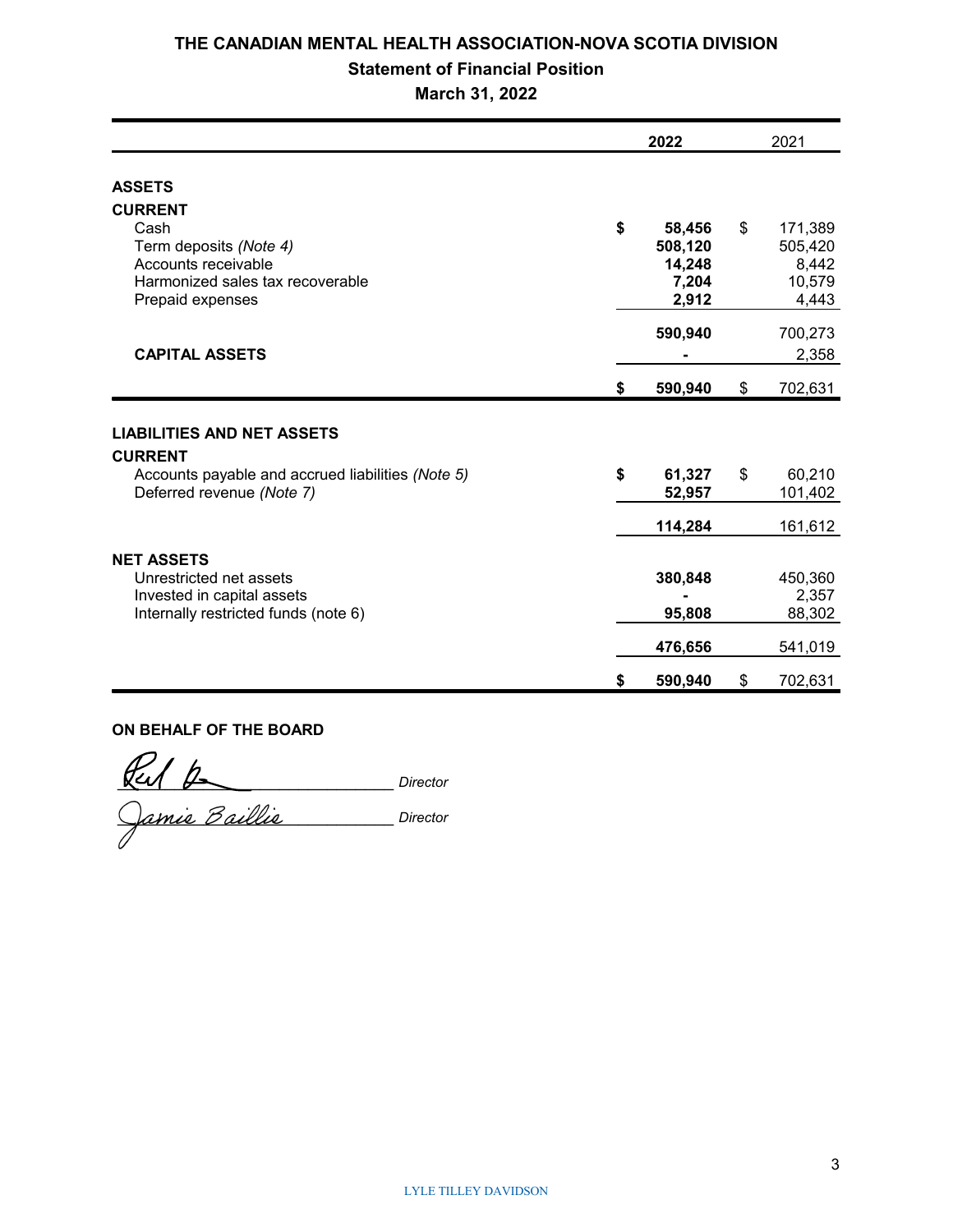# THE CANADIAN MENTAL HEALTH ASSOCIATION-NOVA SCOTIA DIVISION

## Statement of Financial Position

### March 31, 2022

| | 2022 | 2021 |
|---|---|---|
| **ASSETS** | | |
| **CURRENT** | | |
| Cash | **$ 58,456** | $ 171,389 |
| Term deposits *(Note 4)* | **508,120** | 505,420 |
| Accounts receivable | **14,248** | 8,442 |
| Harmonized sales tax recoverable | **7,204** | 10,579 |
| Prepaid expenses | **2,912** | 4,443 |
| | **590,940** | 700,273 |
| **CAPITAL ASSETS** | **-** | 2,358 |
| | **$ 590,940** | $ 702,631 |
| **LIABILITIES AND NET ASSETS** | | |
| **CURRENT** | | |
| Accounts payable and accrued liabilities *(Note 5)* | **$ 61,327** | $ 60,210 |
| Deferred revenue *(Note 7)* | **52,957** | 101,402 |
| | **114,284** | 161,612 |
| **NET ASSETS** | | |
| Unrestricted net assets | **380,848** | 450,360 |
| Invested in capital assets | **-** | 2,357 |
| Internally restricted funds (note 6) | **95,808** | 88,302 |
| | **476,656** | 541,019 |
| | **$ 590,940** | $ 702,631 |

**ON BEHALF OF THE BOARD**

_______________________ *Director*

Jamie Baillie _______________________ *Director*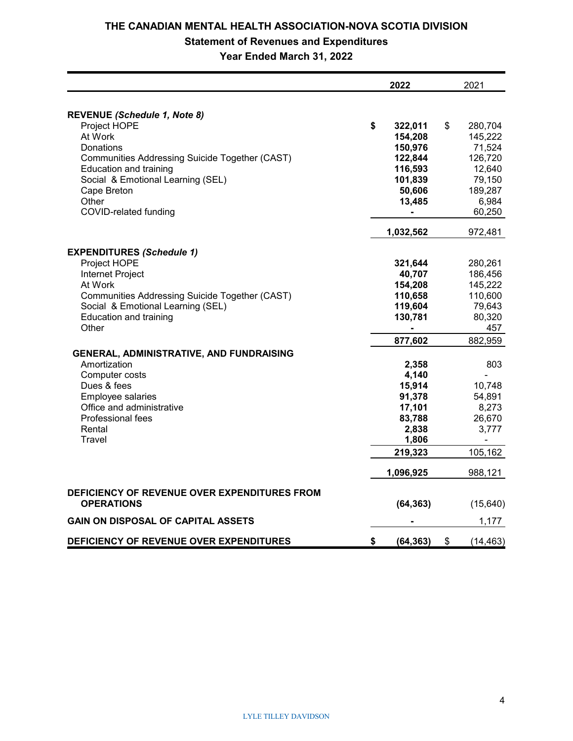# THE CANADIAN MENTAL HEALTH ASSOCIATION-NOVA SCOTIA DIVISION

## Statement of Revenues and Expenditures

### Year Ended March 31, 2022

| | 2022 | 2021 |
|---|---|---|
| **REVENUE** ***(Schedule 1, Note 8)*** | | |
| Project HOPE | **$ 322,011** | $ 280,704 |
| At Work | **154,208** | 145,222 |
| Donations | **150,976** | 71,524 |
| Communities Addressing Suicide Together (CAST) | **122,844** | 126,720 |
| Education and training | **116,593** | 12,640 |
| Social & Emotional Learning (SEL) | **101,839** | 79,150 |
| Cape Breton | **50,606** | 189,287 |
| Other | **13,485** | 6,984 |
| COVID-related funding | **-** | 60,250 |
| | **1,032,562** | 972,481 |
| **EXPENDITURES** ***(Schedule 1)*** | | |
| Project HOPE | **321,644** | 280,261 |
| Internet Project | **40,707** | 186,456 |
| At Work | **154,208** | 145,222 |
| Communities Addressing Suicide Together (CAST) | **110,658** | 110,600 |
| Social & Emotional Learning (SEL) | **119,604** | 79,643 |
| Education and training | **130,781** | 80,320 |
| Other | **-** | 457 |
| | **877,602** | 882,959 |
| **GENERAL, ADMINISTRATIVE, AND FUNDRAISING** | | |
| Amortization | **2,358** | 803 |
| Computer costs | **4,140** | - |
| Dues & fees | **15,914** | 10,748 |
| Employee salaries | **91,378** | 54,891 |
| Office and administrative | **17,101** | 8,273 |
| Professional fees | **83,788** | 26,670 |
| Rental | **2,838** | 3,777 |
| Travel | **1,806** | - |
| | **219,323** | 105,162 |
| | **1,096,925** | 988,121 |
| **DEFICIENCY OF REVENUE OVER EXPENDITURES FROM OPERATIONS** | **(64,363)** | (15,640) |
| **GAIN ON DISPOSAL OF CAPITAL ASSETS** | **-** | 1,177 |
| **DEFICIENCY OF REVENUE OVER EXPENDITURES** | **$ (64,363)** | $ (14,463) |

LYLE TILLEY DAVIDSON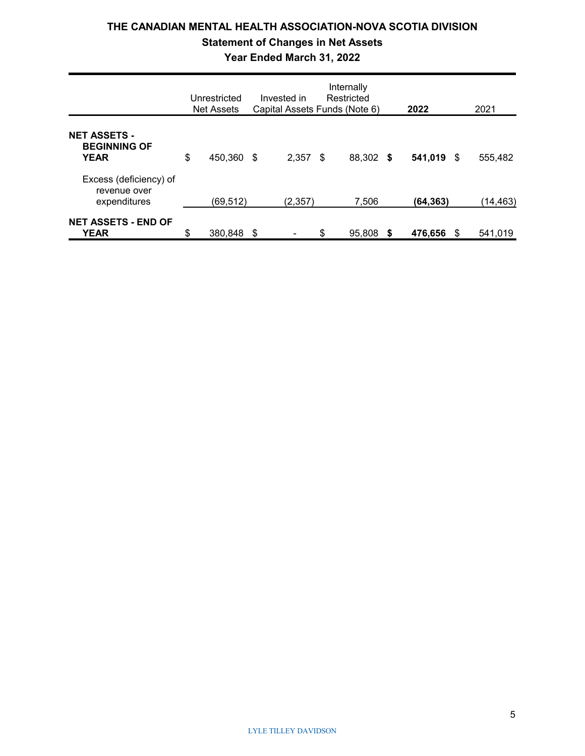# THE CANADIAN MENTAL HEALTH ASSOCIATION-NOVA SCOTIA DIVISION

## Statement of Changes in Net Assets

## Year Ended March 31, 2022

| | Unrestricted Net Assets | Invested in Capital Assets | Internally Restricted Funds (Note 6) | **2022** | 2021 |
|---|---|---|---|---|---|
| **NET ASSETS - BEGINNING OF YEAR** | $ 450,360 | $ 2,357 | $ 88,302 | **$ 541,019** | $ 555,482 |
| Excess (deficiency) of revenue over expenditures | (69,512) | (2,357) | 7,506 | **(64,363)** | (14,463) |
| **NET ASSETS - END OF YEAR** | $ 380,848 | $ - | $ 95,808 | **$ 476,656** | $ 541,019 |

LYLE TILLEY DAVIDSON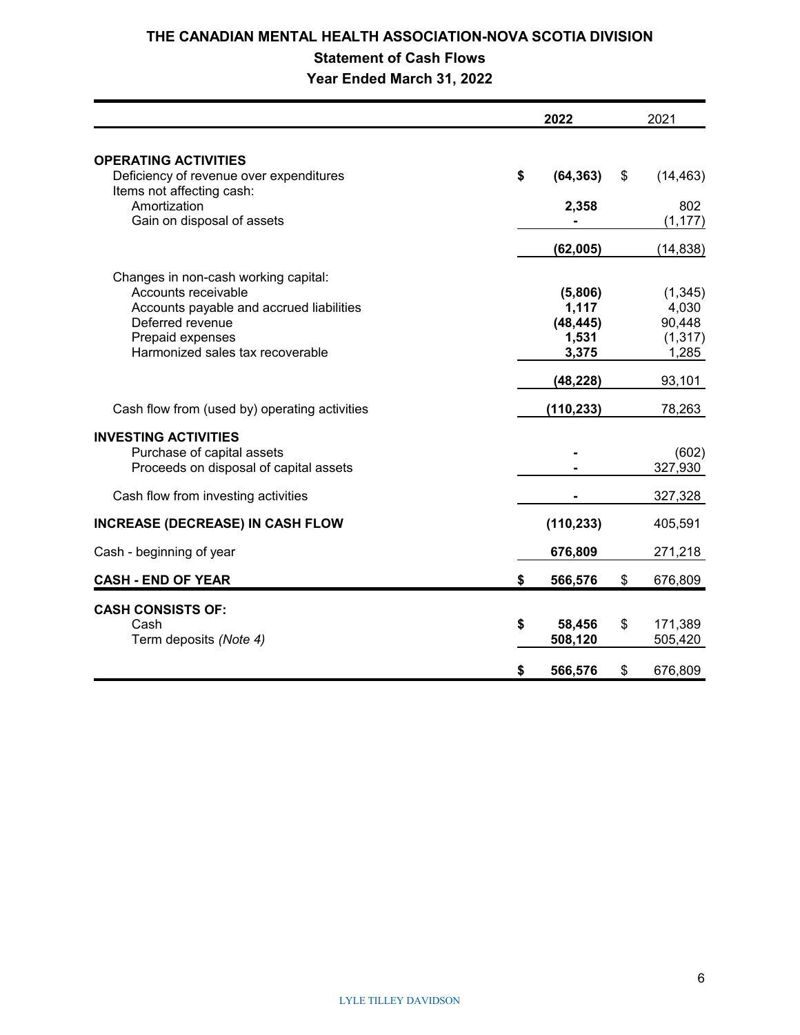# THE CANADIAN MENTAL HEALTH ASSOCIATION-NOVA SCOTIA DIVISION

## Statement of Cash Flows

### Year Ended March 31, 2022

| | 2022 | 2021 |
|---|---|---|
| **OPERATING ACTIVITIES** | | |
| Deficiency of revenue over expenditures | **$ (64,363)** | $ (14,463) |
| Items not affecting cash: | | |
| Amortization | **2,358** | 802 |
| Gain on disposal of assets | **-** | (1,177) |
| | **(62,005)** | (14,838) |
| Changes in non-cash working capital: | | |
| Accounts receivable | **(5,806)** | (1,345) |
| Accounts payable and accrued liabilities | **1,117** | 4,030 |
| Deferred revenue | **(48,445)** | 90,448 |
| Prepaid expenses | **1,531** | (1,317) |
| Harmonized sales tax recoverable | **3,375** | 1,285 |
| | **(48,228)** | 93,101 |
| Cash flow from (used by) operating activities | **(110,233)** | 78,263 |
| **INVESTING ACTIVITIES** | | |
| Purchase of capital assets | **-** | (602) |
| Proceeds on disposal of capital assets | **-** | 327,930 |
| Cash flow from investing activities | **-** | 327,328 |
| **INCREASE (DECREASE) IN CASH FLOW** | **(110,233)** | 405,591 |
| Cash - beginning of year | **676,809** | 271,218 |
| **CASH - END OF YEAR** | **$ 566,576** | $ 676,809 |
| **CASH CONSISTS OF:** | | |
| Cash | **$ 58,456** | $ 171,389 |
| Term deposits *(Note 4)* | **508,120** | 505,420 |
| | **$ 566,576** | $ 676,809 |

LYLE TILLEY DAVIDSON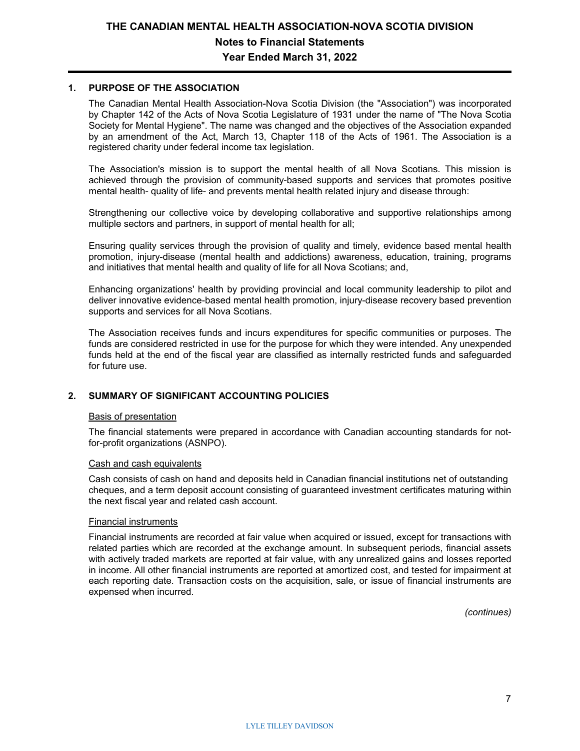# THE CANADIAN MENTAL HEALTH ASSOCIATION-NOVA SCOTIA DIVISION

## Notes to Financial Statements

## Year Ended March 31, 2022

### 1. PURPOSE OF THE ASSOCIATION

The Canadian Mental Health Association-Nova Scotia Division (the "Association") was incorporated by Chapter 142 of the Acts of Nova Scotia Legislature of 1931 under the name of "The Nova Scotia Society for Mental Hygiene". The name was changed and the objectives of the Association expanded by an amendment of the Act, March 13, Chapter 118 of the Acts of 1961. The Association is a registered charity under federal income tax legislation.

The Association's mission is to support the mental health of all Nova Scotians. This mission is achieved through the provision of community-based supports and services that promotes positive mental health- quality of life- and prevents mental health related injury and disease through:

Strengthening our collective voice by developing collaborative and supportive relationships among multiple sectors and partners, in support of mental health for all;

Ensuring quality services through the provision of quality and timely, evidence based mental health promotion, injury-disease (mental health and addictions) awareness, education, training, programs and initiatives that mental health and quality of life for all Nova Scotians; and,

Enhancing organizations' health by providing provincial and local community leadership to pilot and deliver innovative evidence-based mental health promotion, injury-disease recovery based prevention supports and services for all Nova Scotians.

The Association receives funds and incurs expenditures for specific communities or purposes. The funds are considered restricted in use for the purpose for which they were intended. Any unexpended funds held at the end of the fiscal year are classified as internally restricted funds and safeguarded for future use.

### 2. SUMMARY OF SIGNIFICANT ACCOUNTING POLICIES

Basis of presentation

The financial statements were prepared in accordance with Canadian accounting standards for not-for-profit organizations (ASNPO).

Cash and cash equivalents

Cash consists of cash on hand and deposits held in Canadian financial institutions net of outstanding cheques, and a term deposit account consisting of guaranteed investment certificates maturing within the next fiscal year and related cash account.

Financial instruments

Financial instruments are recorded at fair value when acquired or issued, except for transactions with related parties which are recorded at the exchange amount. In subsequent periods, financial assets with actively traded markets are reported at fair value, with any unrealized gains and losses reported in income. All other financial instruments are reported at amortized cost, and tested for impairment at each reporting date. Transaction costs on the acquisition, sale, or issue of financial instruments are expensed when incurred.

*(continues)*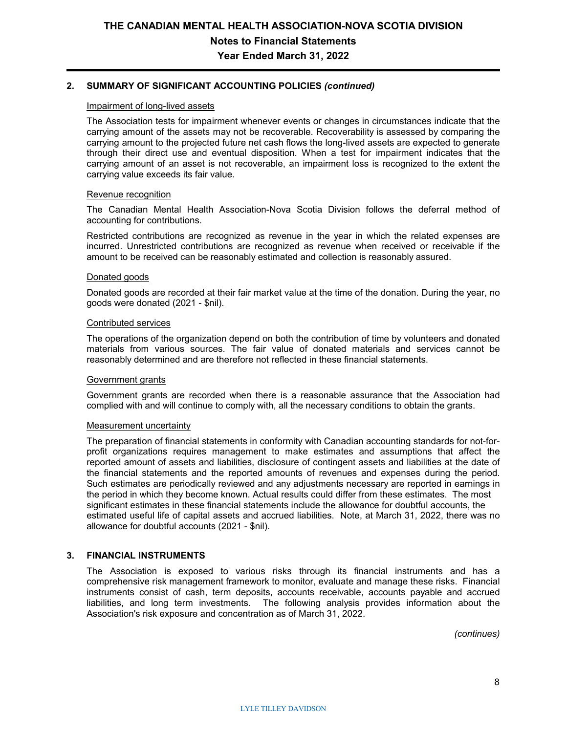## 2. SUMMARY OF SIGNIFICANT ACCOUNTING POLICIES *(continued)*

Impairment of long-lived assets

The Association tests for impairment whenever events or changes in circumstances indicate that the carrying amount of the assets may not be recoverable. Recoverability is assessed by comparing the carrying amount to the projected future net cash flows the long-lived assets are expected to generate through their direct use and eventual disposition. When a test for impairment indicates that the carrying amount of an asset is not recoverable, an impairment loss is recognized to the extent the carrying value exceeds its fair value.

Revenue recognition

The Canadian Mental Health Association-Nova Scotia Division follows the deferral method of accounting for contributions.

Restricted contributions are recognized as revenue in the year in which the related expenses are incurred. Unrestricted contributions are recognized as revenue when received or receivable if the amount to be received can be reasonably estimated and collection is reasonably assured.

Donated goods

Donated goods are recorded at their fair market value at the time of the donation. During the year, no goods were donated (2021 - $nil).

Contributed services

The operations of the organization depend on both the contribution of time by volunteers and donated materials from various sources. The fair value of donated materials and services cannot be reasonably determined and are therefore not reflected in these financial statements.

Government grants

Government grants are recorded when there is a reasonable assurance that the Association had complied with and will continue to comply with, all the necessary conditions to obtain the grants.

Measurement uncertainty

The preparation of financial statements in conformity with Canadian accounting standards for not-for-profit organizations requires management to make estimates and assumptions that affect the reported amount of assets and liabilities, disclosure of contingent assets and liabilities at the date of the financial statements and the reported amounts of revenues and expenses during the period. Such estimates are periodically reviewed and any adjustments necessary are reported in earnings in the period in which they become known. Actual results could differ from these estimates. The most significant estimates in these financial statements include the allowance for doubtful accounts, the estimated useful life of capital assets and accrued liabilities. Note, at March 31, 2022, there was no allowance for doubtful accounts (2021 - $nil).

## 3. FINANCIAL INSTRUMENTS

The Association is exposed to various risks through its financial instruments and has a comprehensive risk management framework to monitor, evaluate and manage these risks. Financial instruments consist of cash, term deposits, accounts receivable, accounts payable and accrued liabilities, and long term investments. The following analysis provides information about the Association's risk exposure and concentration as of March 31, 2022.

*(continues)*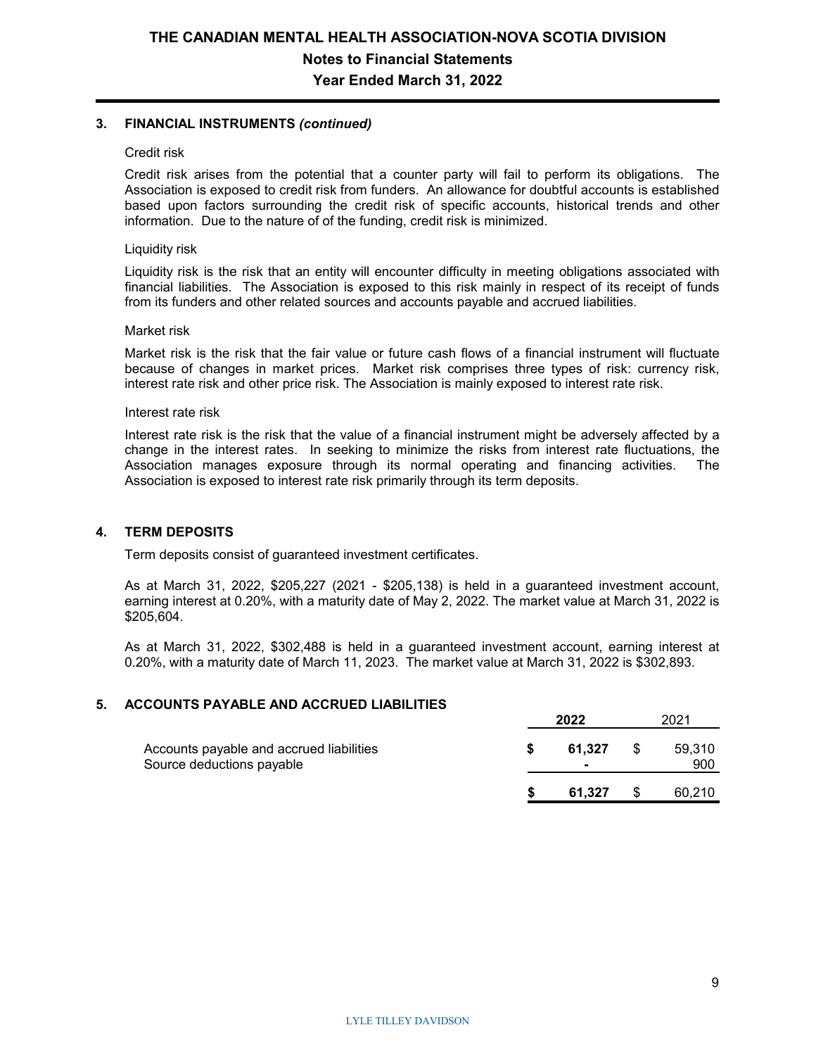# THE CANADIAN MENTAL HEALTH ASSOCIATION-NOVA SCOTIA DIVISION

## Notes to Financial Statements

## Year Ended March 31, 2022

### 3. FINANCIAL INSTRUMENTS *(continued)*

Credit risk

Credit risk arises from the potential that a counter party will fail to perform its obligations. The Association is exposed to credit risk from funders. An allowance for doubtful accounts is established based upon factors surrounding the credit risk of specific accounts, historical trends and other information. Due to the nature of of the funding, credit risk is minimized.

Liquidity risk

Liquidity risk is the risk that an entity will encounter difficulty in meeting obligations associated with financial liabilities. The Association is exposed to this risk mainly in respect of its receipt of funds from its funders and other related sources and accounts payable and accrued liabilities.

Market risk

Market risk is the risk that the fair value or future cash flows of a financial instrument will fluctuate because of changes in market prices. Market risk comprises three types of risk: currency risk, interest rate risk and other price risk. The Association is mainly exposed to interest rate risk.

Interest rate risk

Interest rate risk is the risk that the value of a financial instrument might be adversely affected by a change in the interest rates. In seeking to minimize the risks from interest rate fluctuations, the Association manages exposure through its normal operating and financing activities. The Association is exposed to interest rate risk primarily through its term deposits.

### 4. TERM DEPOSITS

Term deposits consist of guaranteed investment certificates.

As at March 31, 2022, $205,227 (2021 - $205,138) is held in a guaranteed investment account, earning interest at 0.20%, with a maturity date of May 2, 2022. The market value at March 31, 2022 is $205,604.

As at March 31, 2022, $302,488 is held in a guaranteed investment account, earning interest at 0.20%, with a maturity date of March 11, 2023. The market value at March 31, 2022 is $302,893.

### 5. ACCOUNTS PAYABLE AND ACCRUED LIABILITIES

| | 2022 | 2021 |
|---|---|---|
| Accounts payable and accrued liabilities | **$ 61,327** | $ 59,310 |
| Source deductions payable | **-** | 900 |
| | **$ 61,327** | $ 60,210 |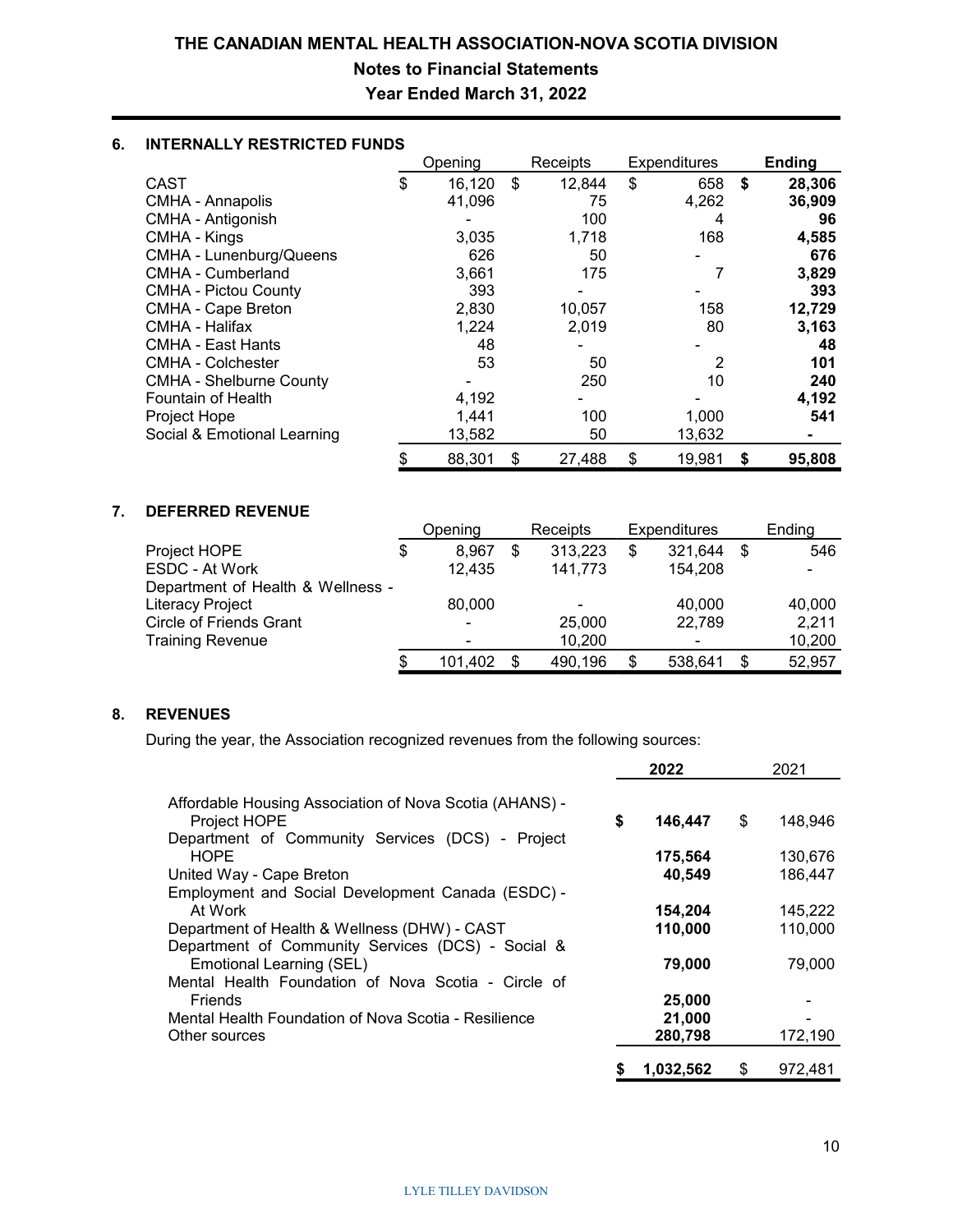# THE CANADIAN MENTAL HEALTH ASSOCIATION-NOVA SCOTIA DIVISION
## Notes to Financial Statements
## Year Ended March 31, 2022

### 6. INTERNALLY RESTRICTED FUNDS

| | Opening | Receipts | Expenditures | **Ending** |
|---|---|---|---|---|
| CAST | $ 16,120 | $ 12,844 | $ 658 | **$ 28,306** |
| CMHA - Annapolis | 41,096 | 75 | 4,262 | **36,909** |
| CMHA - Antigonish | - | 100 | 4 | **96** |
| CMHA - Kings | 3,035 | 1,718 | 168 | **4,585** |
| CMHA - Lunenburg/Queens | 626 | 50 | - | **676** |
| CMHA - Cumberland | 3,661 | 175 | 7 | **3,829** |
| CMHA - Pictou County | 393 | - | - | **393** |
| CMHA - Cape Breton | 2,830 | 10,057 | 158 | **12,729** |
| CMHA - Halifax | 1,224 | 2,019 | 80 | **3,163** |
| CMHA - East Hants | 48 | - | - | **48** |
| CMHA - Colchester | 53 | 50 | 2 | **101** |
| CMHA - Shelburne County | - | 250 | 10 | **240** |
| Fountain of Health | 4,192 | - | - | **4,192** |
| Project Hope | 1,441 | 100 | 1,000 | **541** |
| Social & Emotional Learning | 13,582 | 50 | 13,632 | **-** |
| | $ 88,301 | $ 27,488 | $ 19,981 | **$ 95,808** |

### 7. DEFERRED REVENUE

| | Opening | Receipts | Expenditures | Ending |
|---|---|---|---|---|
| Project HOPE | $ 8,967 | $ 313,223 | $ 321,644 | $ 546 |
| ESDC - At Work | 12,435 | 141,773 | 154,208 | - |
| Department of Health & Wellness - Literacy Project | 80,000 | - | 40,000 | 40,000 |
| Circle of Friends Grant | - | 25,000 | 22,789 | 2,211 |
| Training Revenue | - | 10,200 | - | 10,200 |
| | $ 101,402 | $ 490,196 | $ 538,641 | $ 52,957 |

### 8. REVENUES

During the year, the Association recognized revenues from the following sources:

| | **2022** | 2021 |
|---|---|---|
| Affordable Housing Association of Nova Scotia (AHANS) - Project HOPE | **$ 146,447** | $ 148,946 |
| Department of Community Services (DCS) - Project HOPE | **175,564** | 130,676 |
| United Way - Cape Breton | **40,549** | 186,447 |
| Employment and Social Development Canada (ESDC) - At Work | **154,204** | 145,222 |
| Department of Health & Wellness (DHW) - CAST | **110,000** | 110,000 |
| Department of Community Services (DCS) - Social & Emotional Learning (SEL) | **79,000** | 79,000 |
| Mental Health Foundation of Nova Scotia - Circle of Friends | **25,000** | - |
| Mental Health Foundation of Nova Scotia - Resilience | **21,000** | - |
| Other sources | **280,798** | 172,190 |
| | **$ 1,032,562** | $ 972,481 |

LYLE TILLEY DAVIDSON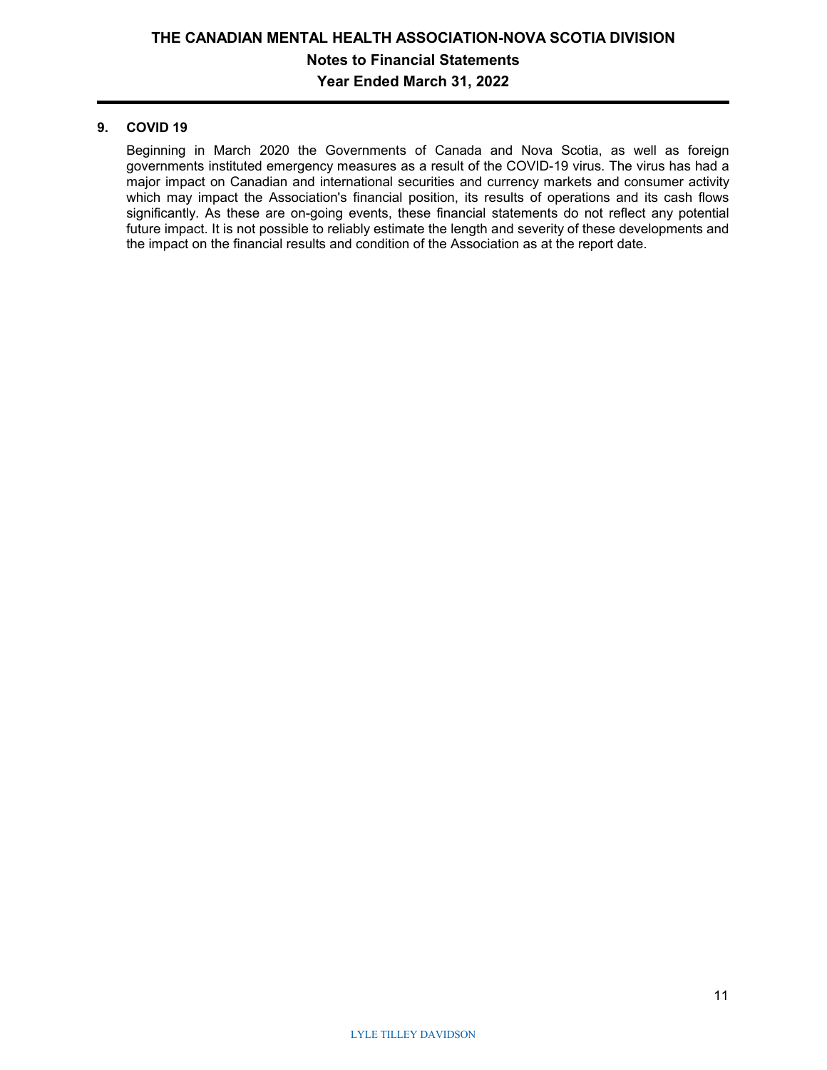## 9. COVID 19

Beginning in March 2020 the Governments of Canada and Nova Scotia, as well as foreign governments instituted emergency measures as a result of the COVID-19 virus. The virus has had a major impact on Canadian and international securities and currency markets and consumer activity which may impact the Association's financial position, its results of operations and its cash flows significantly. As these are on-going events, these financial statements do not reflect any potential future impact. It is not possible to reliably estimate the length and severity of these developments and the impact on the financial results and condition of the Association as at the report date.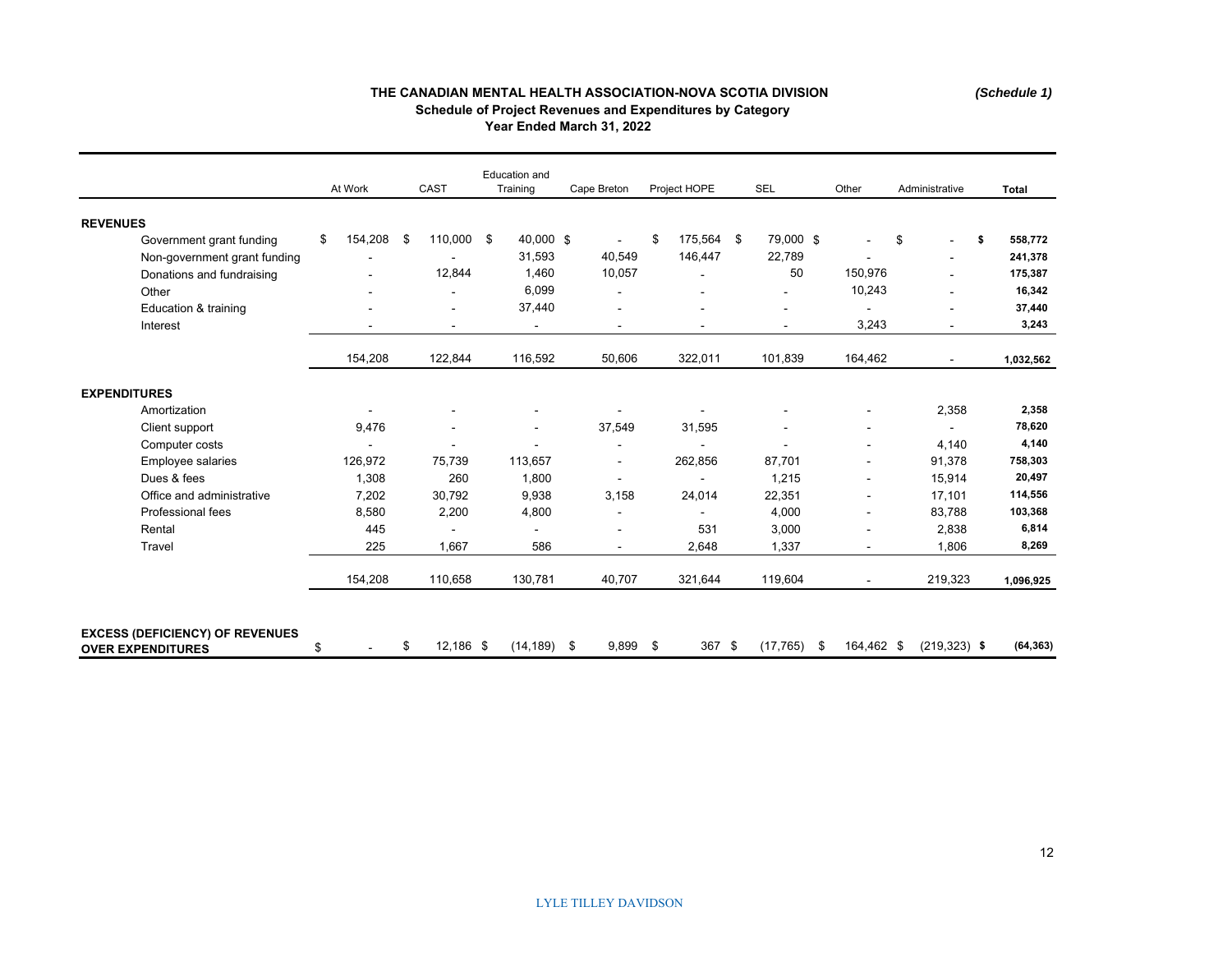**THE CANADIAN MENTAL HEALTH ASSOCIATION-NOVA SCOTIA DIVISION** *(Schedule 1)*

**Schedule of Project Revenues and Expenditures by Category**

**Year Ended March 31, 2022**

| | At Work | CAST | Education and Training | Cape Breton | Project HOPE | SEL | Other | Administrative | Total |
|---|---|---|---|---|---|---|---|---|---|
| **REVENUES** | | | | | | | | | |
| Government grant funding | $ 154,208 | $ 110,000 | $ 40,000 | $ - | $ 175,564 | $ 79,000 | $ - | $ - | **$ 558,772** |
| Non-government grant funding | - | - | 31,593 | 40,549 | 146,447 | 22,789 | - | - | **241,378** |
| Donations and fundraising | - | 12,844 | 1,460 | 10,057 | - | 50 | 150,976 | - | **175,387** |
| Other | - | - | 6,099 | - | - | - | 10,243 | - | **16,342** |
| Education & training | - | - | 37,440 | - | - | - | - | - | **37,440** |
| Interest | - | - | - | - | - | - | 3,243 | - | **3,243** |
| | 154,208 | 122,844 | 116,592 | 50,606 | 322,011 | 101,839 | 164,462 | - | **1,032,562** |
| **EXPENDITURES** | | | | | | | | | |
| Amortization | - | - | - | - | - | - | - | 2,358 | **2,358** |
| Client support | 9,476 | - | - | 37,549 | 31,595 | - | - | - | **78,620** |
| Computer costs | - | - | - | - | - | - | - | 4,140 | **4,140** |
| Employee salaries | 126,972 | 75,739 | 113,657 | - | 262,856 | 87,701 | - | 91,378 | **758,303** |
| Dues & fees | 1,308 | 260 | 1,800 | - | - | 1,215 | - | 15,914 | **20,497** |
| Office and administrative | 7,202 | 30,792 | 9,938 | 3,158 | 24,014 | 22,351 | - | 17,101 | **114,556** |
| Professional fees | 8,580 | 2,200 | 4,800 | - | - | 4,000 | - | 83,788 | **103,368** |
| Rental | 445 | - | - | - | 531 | 3,000 | - | 2,838 | **6,814** |
| Travel | 225 | 1,667 | 586 | - | 2,648 | 1,337 | - | 1,806 | **8,269** |
| | 154,208 | 110,658 | 130,781 | 40,707 | 321,644 | 119,604 | - | 219,323 | **1,096,925** |
| **EXCESS (DEFICIENCY) OF REVENUES OVER EXPENDITURES** | $ - | $ 12,186 | $ (14,189) | $ 9,899 | $ 367 | $ (17,765) | $ 164,462 | $ (219,323) | **$ (64,363)** |

LYLE TILLEY DAVIDSON